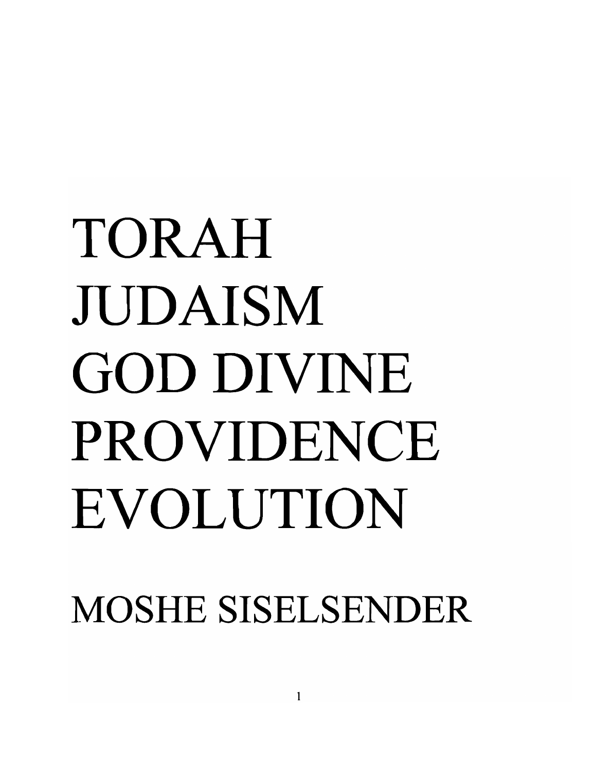# TORAH JUDAISM GOD DIVINE PROVIDENCE EVOLUTION

## MOSHE SISELSENDER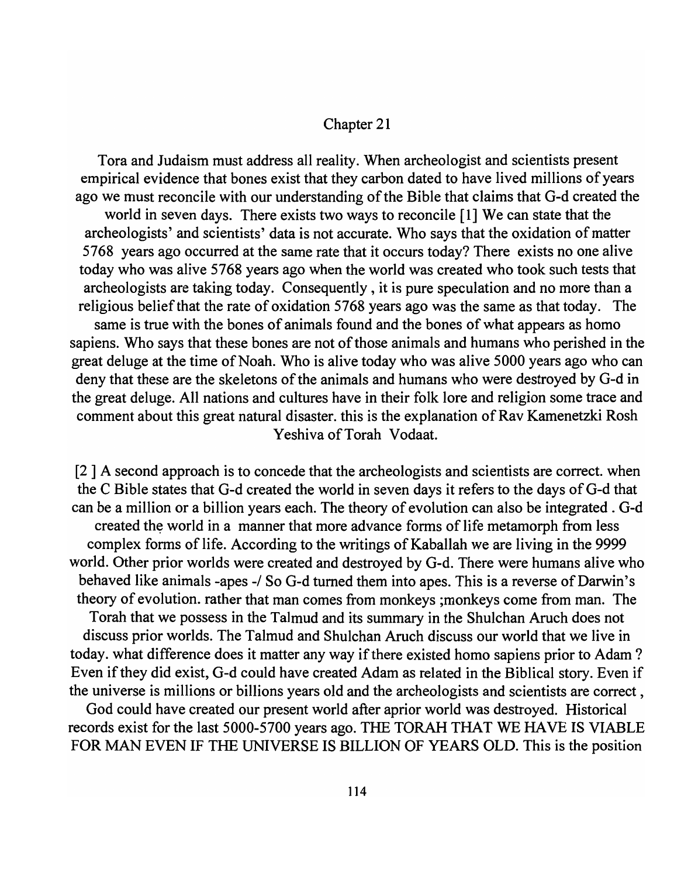# Chapter 21

Tora and Judaism must address all reality. When archeologist and scientists present empirical evidence that bones exist that they carbon dated to have lived millions of years ago we must reconcile with our understanding of the Bible that claims that G-d created the world in seven days. There exists two ways to reconcile [1] We can state that the archeologists' and scientists' data is not accurate. Who says that the oxidation of matter 5768 years ago occurred at the same rate that it occurs today? There exists no one alive today who was alive 5768 years ago when the world was created who took such tests that archeologists are taking today. Consequently , it is pure speculation and no more than a religious belief that the rate of oxidation 5768 years ago was the same as that today. The same is true with the bones of animals found and the bones of what appears as homo sapiens. Who says that these bones are not of those animals and humans who perished in the great deluge at the time of Noah. Who is alive today who was alive 5000 years ago who can deny that these are the skeletons of the animals and humans who were destroyed by G-d in the great deluge. All nations and cultures have in their folk lore and religion some trace and comment about this great natural disaster. this is the explanation of Rav Kamenetzki Rosh Yeshiva of Torah Vodaat.

[2 ] A second approach is to concede that the archeologists and scientists are correct. when the C Bible states that G-d created the world in seven days it refers to the days of G-d that can be a million or a billion years each. The theory of evolution can also be integrated . G-d created the world in a manner that more advance forms of life metamorph from less complex forms of life. According to the writings of Kaballah we are living in the 9999 world. Other prior worlds were created and destroyed by G-d. There were humans alive who behaved like animals -apes -/ So G-d turned them into apes. This is a reverse of Darwin's theory of evolution. rather that man comes from monkeys ;monkeys come from man. The Torah that we possess in the Talmud and its summary in the Shulchan Aruch does not discuss prior worlds. The Talmud and Shulchan Aruch discuss our world that we live in today. what difference does it matter any way if there existed homo sapiens prior to Adam ? Even if they did exist, G-d could have created Adam as related in the Biblical story. Even if the universe is millions or billions years old and the archeologists and scientists are correct , God could have created our present world after aprior world was destroyed. Historical records exist for the last 5000-5700 years ago. THE TORAH THAT WE HAVE IS VIABLE FOR MAN EVEN IF THE UNIVERSE IS BILLION OF YEARS OLD. This is the position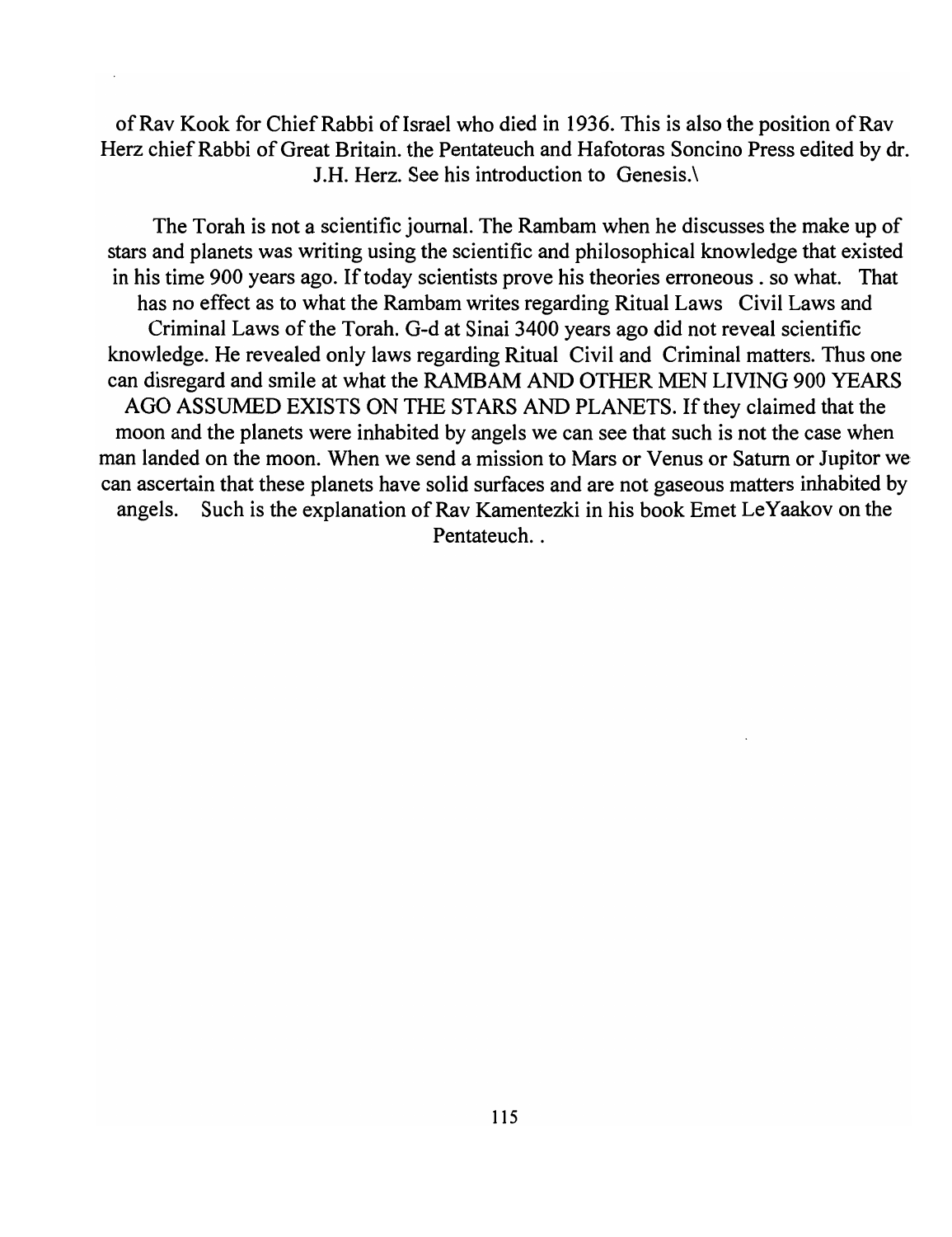of Rav Kook for Chief Rabbi of Israel who died in 1936. This is also the position of Rav Herz chief Rabbi of Great Britain. the Pentateuch and Hafotoras Soncino Press edited by dr. J.H. Herz. See his introduction to Genesis.\

The Torah is not a scientific journal. The Rambam when he discusses the make up of stars and planets was writing using the scientific and philosophical knowledge that existed in his time 900 years ago. If today scientists prove his theories erroneous . so what. That has no effect as to what the Rambam writes regarding Ritual Laws Civil Laws and Criminal Laws of the Torah. G-d at Sinai 3400 years ago did not reveal scientific knowledge. He revealed only laws regarding Ritual Civil and Criminal matters. Thus one can disregard and smile at what the RAMBAM AND OTHER MEN LIVING 900 YEARS AGO ASSUMED EXISTS ON THE STARS AND PLANETS. If they claimed that the moon and the planets were inhabited by angels we can see that such is not the case when man landed on the moon. When we send a mission to Mars or Venus or Saturn or Jupitor we can ascertain that these planets have solid surfaces and are not gaseous matters inhabited by angels. Such is the explanation of Rav Kamentezki in his book Emet LeYaakov on the Pentateuch. .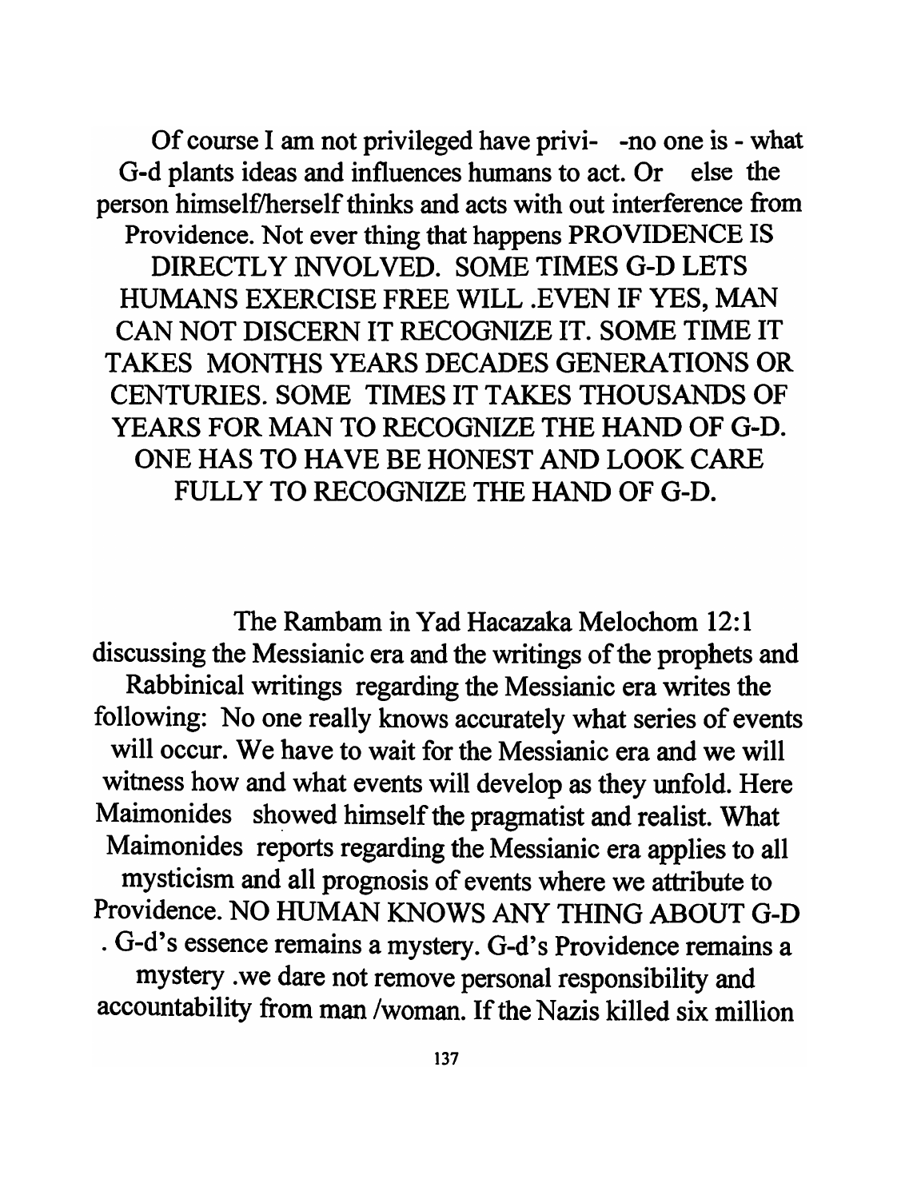Of course I am not privileged have privi- -no one is - what G-d plants ideas and influences humans to act. Or else the person himself/herself thinks and acts with out interference from Providence. Not ever thing that happens PROVIDENCE IS DIRECTLY INVOLVED. SOME TIMES G-D LETS HUMANS EXERCISE FREE WILL .EVEN IF YES, MAN CAN NOT DISCERN IT RECOGNIZE IT. SOME TIME IT TAKES MONTHS YEARS DECADES GENERATIONS OR CENTURIES. SOME TIMES IT TAKES THOUSANDS OF YEARS FOR MAN TO RECOGNIZE THE HAND OF G-D. ONE HAS TO HAVE BE HONEST AND LOOK CARE FULLY TO RECOGNIZE THE HAND OF G-D.

The Rambam in Yad Hacazaka Melochom 12:1 discussing the Messianic era and the writings of the prophets and Rabbinical writings regarding the Messianic era writes the following: No one really knows accurately what series of events will occur. We have to wait for the Messianic era and we will witness how and what events will develop as they unfold. Here Maimonides showed himself the pragmatist and realist. What Maimonides reports regarding the Messianic era applies to all mysticism and all prognosis of events where we attribute to Providence. NO HUMAN KNOWS ANY THING ABOUT G-D . G-d's essence remains a mystery. G-d's Providence remains a mystery .we dare not remove personal responsibility and accountability from man /woman. If the Nazis killed six million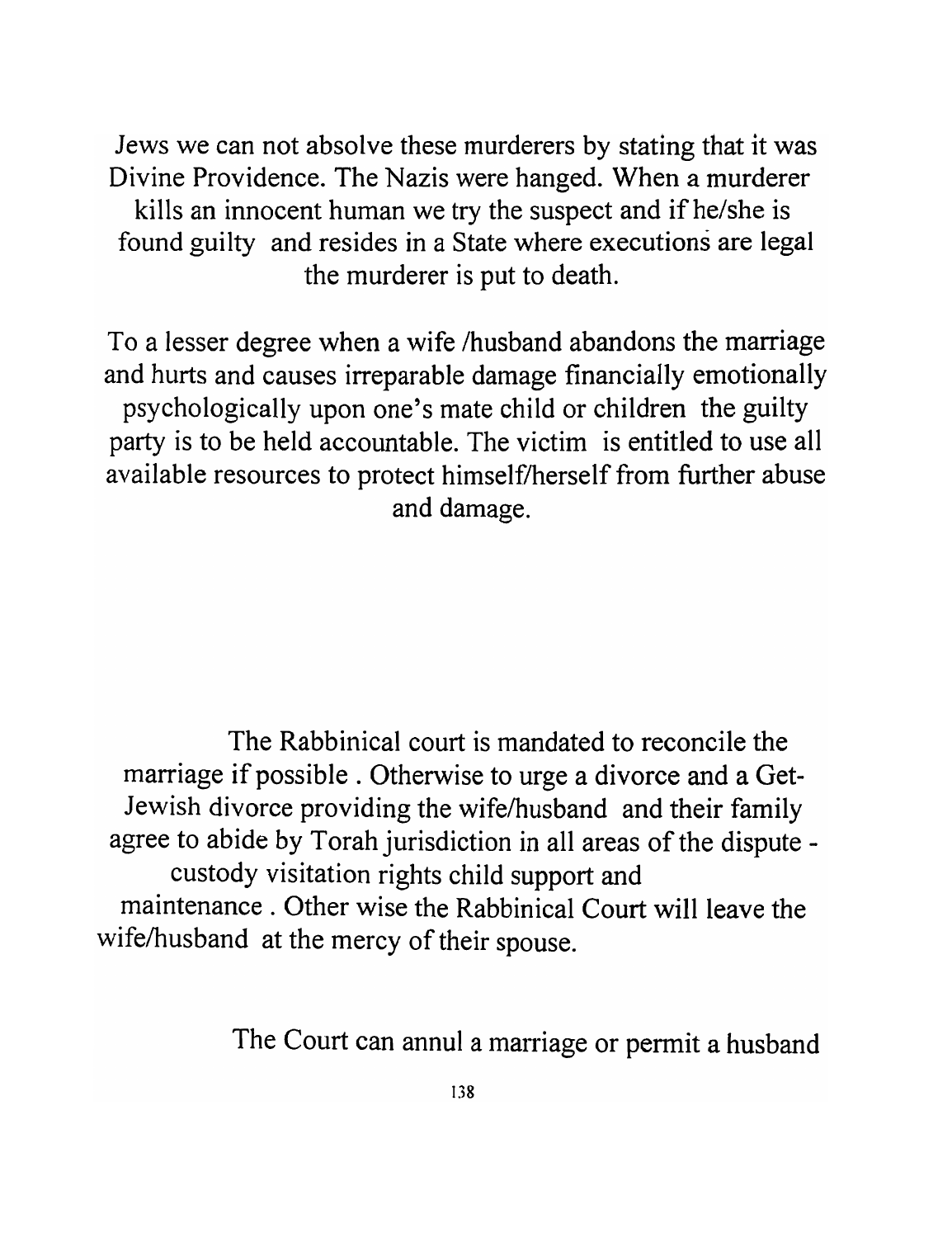Jews we can not absolve these murderers by stating that it was Divine Providence. The Nazis were hanged. When a murderer kills an innocent human we try the suspect and if he/she is found guilty and resides in a State where executions are legal the murderer is put to death.

To a lesser degree when a wife /husband abandons the marriage and hurts and causes irreparable damage financially emotionally psychologically upon one's mate child or children the guilty party is to be held accountable. The victim is entitled to use all available resources to protect himself/herself from further abuse and damage.

The Rabbinical court is mandated to reconcile the marriage if possible . Otherwise to urge a divorce and a Get- Jewish divorce providing the wife/husband and their family agree to abide by Torah jurisdiction in all areas of the dispute - custody visitation rights child support and maintenance . Other wise the Rabbinical Court will leave the wife/husband at the mercy of their spouse.

The Court can annul a marriage or permit a husband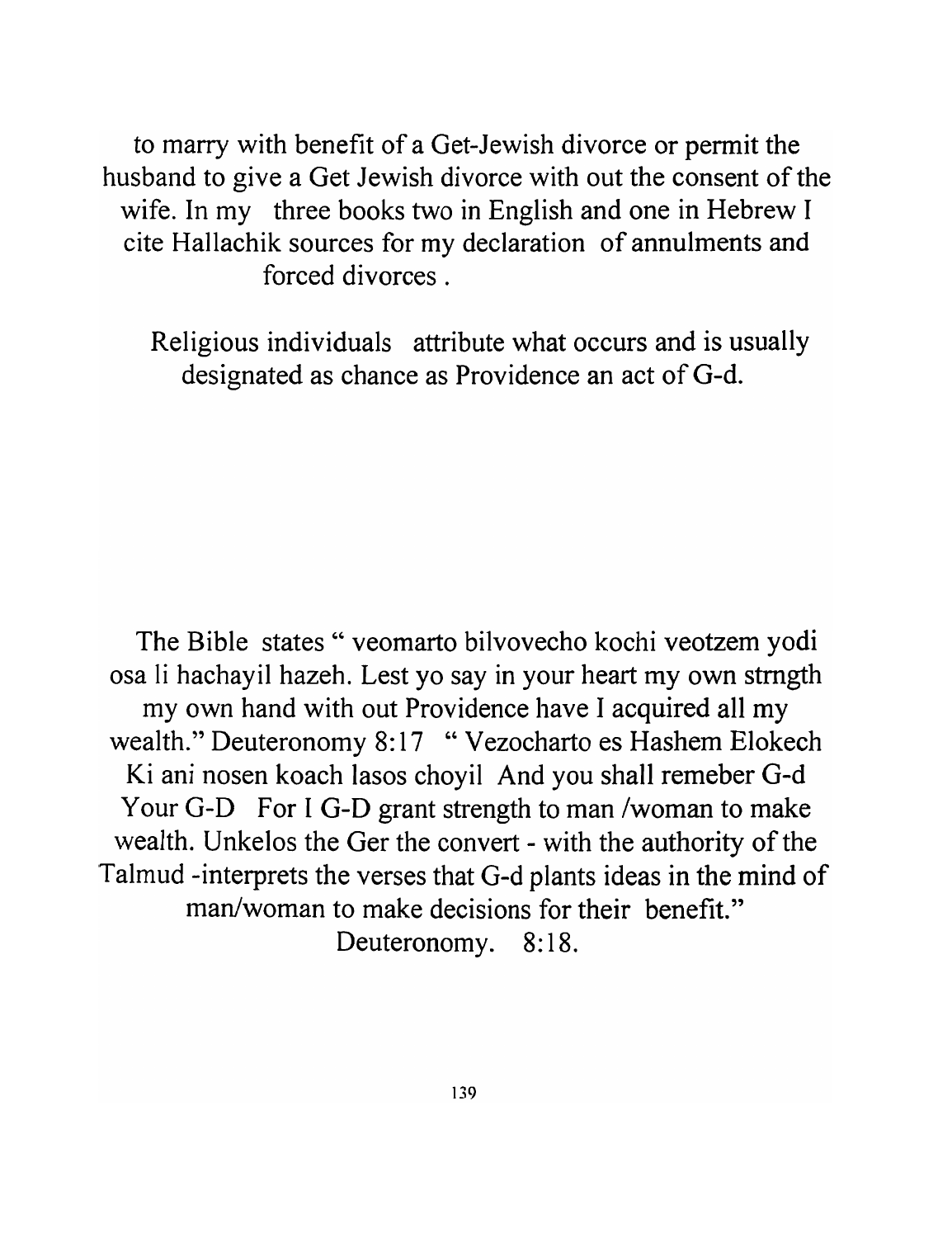to marry with benefit of a Get-Jewish divorce or permit the husband to give a Get Jewish divorce with out the consent of the wife. In my three books two in English and one in Hebrew I cite Hallachik sources for my declaration of annulments and forced divorces .

Religious individuals attribute what occurs and is usually designated as chance as Providence an act of G-d.

The Bible states " veomarto bilvovecho kochi veotzem yodi osa li hachayil hazeh. Lest yo say in your heart my own strngth my own hand with out Providence have I acquired all my wealth." Deuteronomy 8:17 " Vezocharto es Hashem Elokech Ki ani nosen koach lasos choyil And you shall remeber G-d Your G-D For I G-D grant strength to man /woman to make wealth. Unkelos the Ger the convert - with the authority of the Talmud -interprets the verses that G-d plants ideas in the mind of man/woman to make decisions for their benefit." Deuteronomy. 8:18.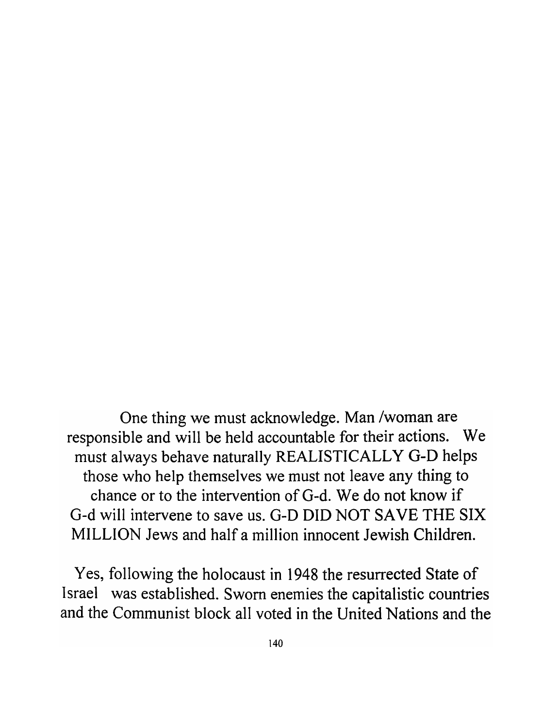One thing we must acknowledge. Man /woman are responsible and will be held accountable for their actions. We must always behave naturally REALISTICALLY G-D helps those who help themselves we must not leave any thing to chance or to the intervention of G-d. We do not know if G-d will intervene to save us. G-D DID NOT SAVE THE SIX MILLION Jews and half a million innocent Jewish Children.

Yes, following the holocaust in 1948 the resurrected State of Israel was established. Sworn enemies the capitalistic countries and the Communist block all voted in the United Nations and the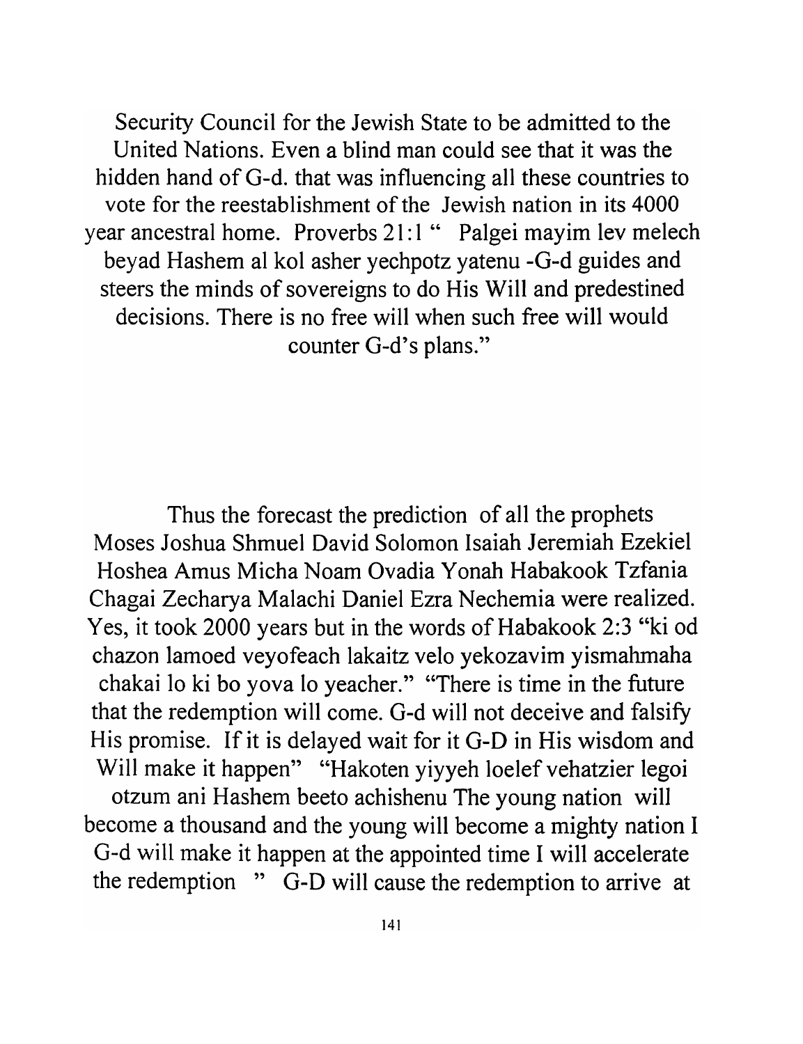Security Council for the Jewish State to be admitted to the United Nations. Even a blind man could see that it was the hidden hand of G-d. that was influencing all these countries to vote for the reestablishment of the Jewish nation in its 4000 year ancestral home. Proverbs 21:1 " Palgei mayim lev melech beyad Hashem al kol asher yechpotz yatenu -G-d guides and steers the minds of sovereigns to do His Will and predestined decisions. There is no free will when such free will would counter G-d's plans."

Thus the forecast the prediction of all the prophets Moses Joshua Shmuel David Solomon Isaiah Jeremiah Ezekiel Hoshea Amus Micha Noam Ovadia Yonah Habakook Tzfania Chagai Zecharya Malachi Daniel Ezra Nechemia were realized. Yes, it took 2000 years but in the words of Habakook 2:3 "ki od chazon lamoed veyofeach lakaitz velo yekozavim yismahmaha chakai lo ki bo yova lo yeacher." "There is time in the future that the redemption will come. G-d will not deceive and falsify His promise. If it is delayed wait for it G-D in His wisdom and Will make it happen" "Hakoten yiyyeh loelef vehatzier legoi otzum ani Hashem beeto achishenu The young nation will become a thousand and the young will become a mighty nation I G-d will make it happen at the appointed time I will accelerate the redemption " G-D will cause the redemption to arrive at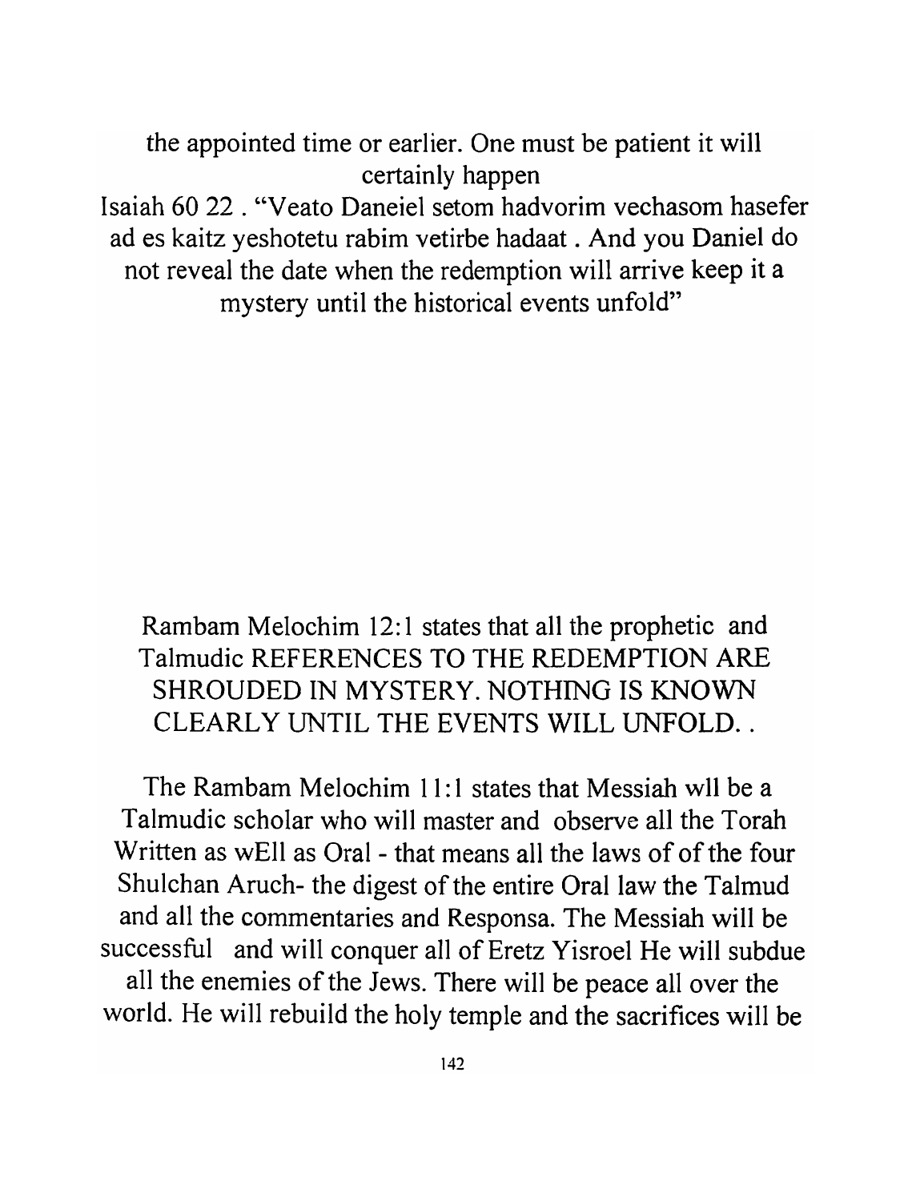the appointed time or earlier. One must be patient it will certainly happen

Isaiah 60 22 . "Veato Daneiel setom hadvorim vechasom hasefer ad es kaitz yeshotetu rabim vetirbe hadaat . And you Daniel do not reveal the date when the redemption will arrive keep it a mystery until the historical events unfold"

Rambam Melochim 12:1 states that all the prophetic and Talmudic REFERENCES TO THE REDEMPTION ARE SHROUDED IN MYSTERY. NOTHING IS KNOWN CLEARLY UNTIL THE EVENTS WILL UNFOLD. .

The Rambam Melochim 11:1 states that Messiah wll be a Talmudic scholar who will master and observe all the Torah Written as wEll as Oral - that means all the laws of of the four Shulchan Aruch- the digest of the entire Oral law the Talmud and all the commentaries and Responsa. The Messiah will be successful and will conquer all of Eretz Yisroel He will subdue all the enemies of the Jews. There will be peace all over the world. He will rebuild the holy temple and the sacrifices will be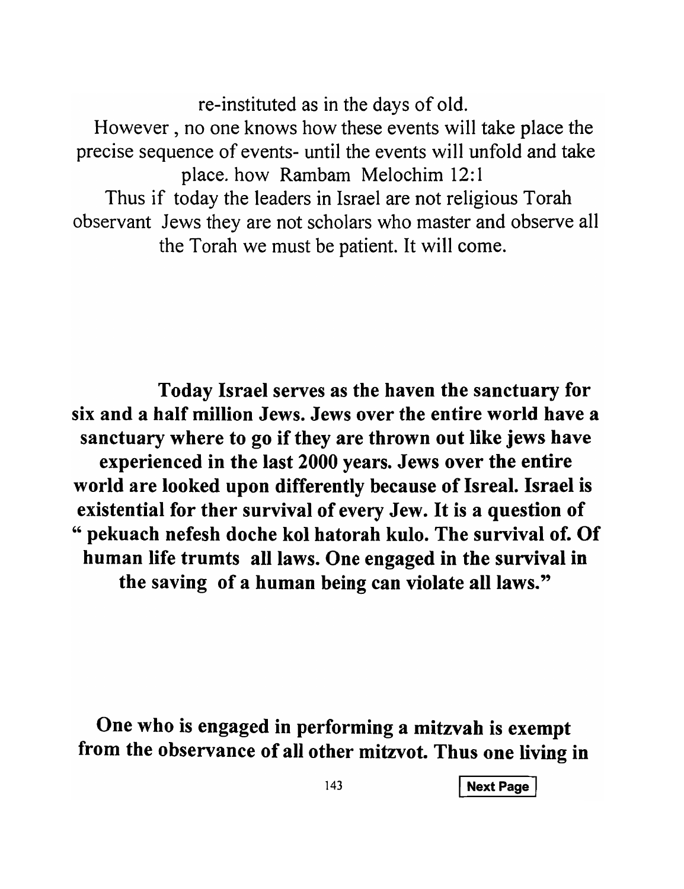re-instituted as in the days of old.

However , no one knows how these events will take place the precise sequence of events- until the events will unfold and take place. how Rambam Melochim 12:1

Thus if today the leaders in Israel are not religious Torah observant Jews they are not scholars who master and observe all the Torah we must be patient. It will come.

**Today Israel serves as the haven the sanctuary for six and a half million Jews. Jews over the entire world have a sanctuary where to go if they are thrown out like jews have experienced in the last 2000 years. Jews over the entire world are looked upon differently because of Isreal. Israel is existential for ther survival of every Jew. It is a question of " pekuach nefesh doche kol hatorah kulo. The survival of. Of human life trumts all laws. One engaged in the survival in the saving of a human being can violate all laws."**

**One who is engaged in performing a mitzvah is exempt from the observance of all other mitzvot. Thus one living in**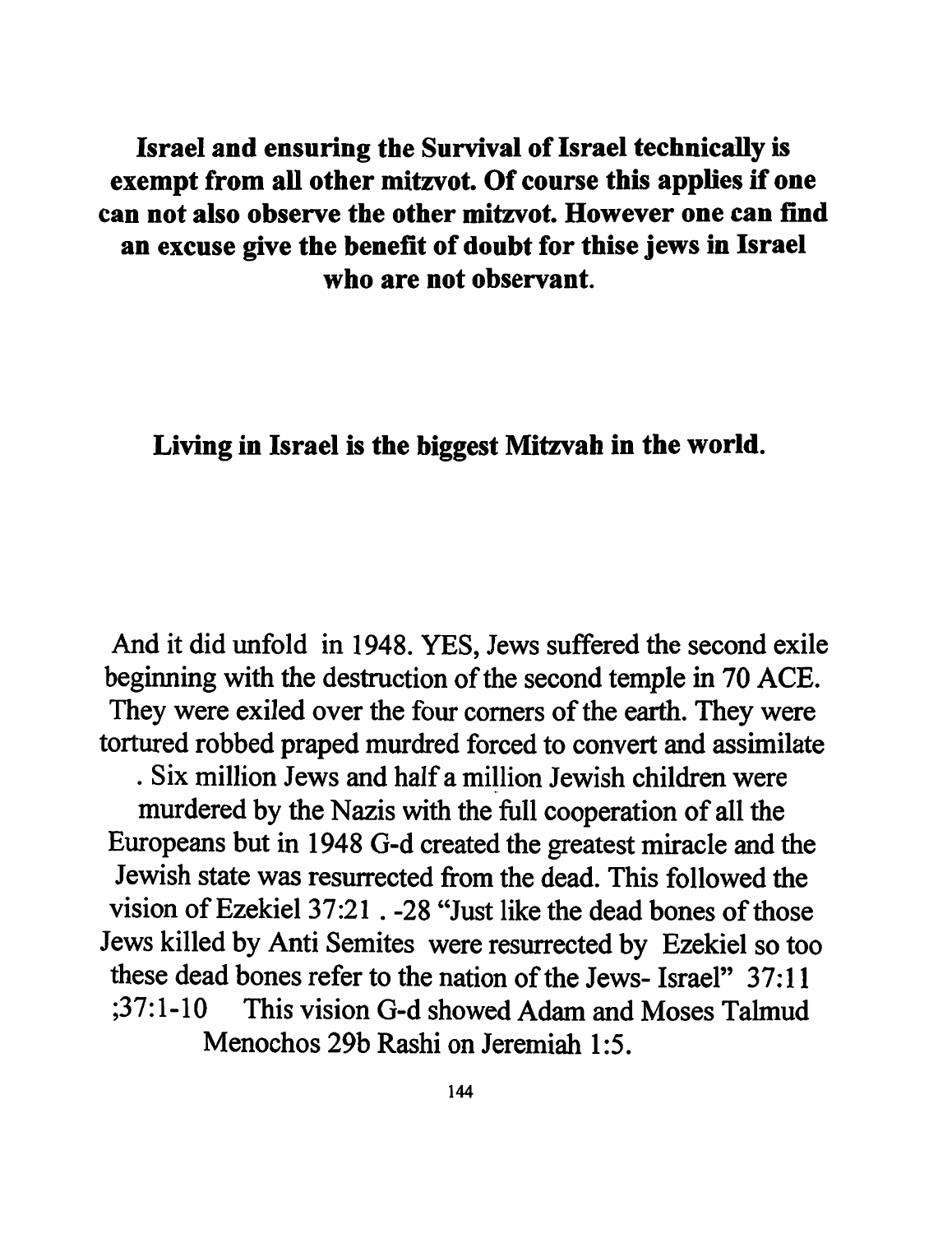**Israel and ensuring the Survival of Israel technically is exempt from all other mitzvot. Of course this applies if one can not also observe the other mitzvot. However one can find an excuse give the benefit of doubt for thise jews in Israel who are not observant.**

**Living in Israel is the biggest Mitzvah in the world.**

And it did unfold in 1948. YES, Jews suffered the second exile beginning with the destruction of the second temple in 70 ACE. They were exiled over the four corners of the earth. They were tortured robbed praped murdred forced to convert and assimilate . Six million Jews and half a million Jewish children were murdered by the Nazis with the full cooperation of all the Europeans but in 1948 G-d created the greatest miracle and the Jewish state was resurrected from the dead. This followed the vision of Ezekiel 37:21 . -28 "Just like the dead bones of those Jews killed by Anti Semites were resurrected by Ezekiel so too these dead bones refer to the nation of the Jews- Israel" 37:11 ;37:1-10 This vision G-d showed Adam and Moses Talmud Menochos 29b Rashi on Jeremiah 1:5.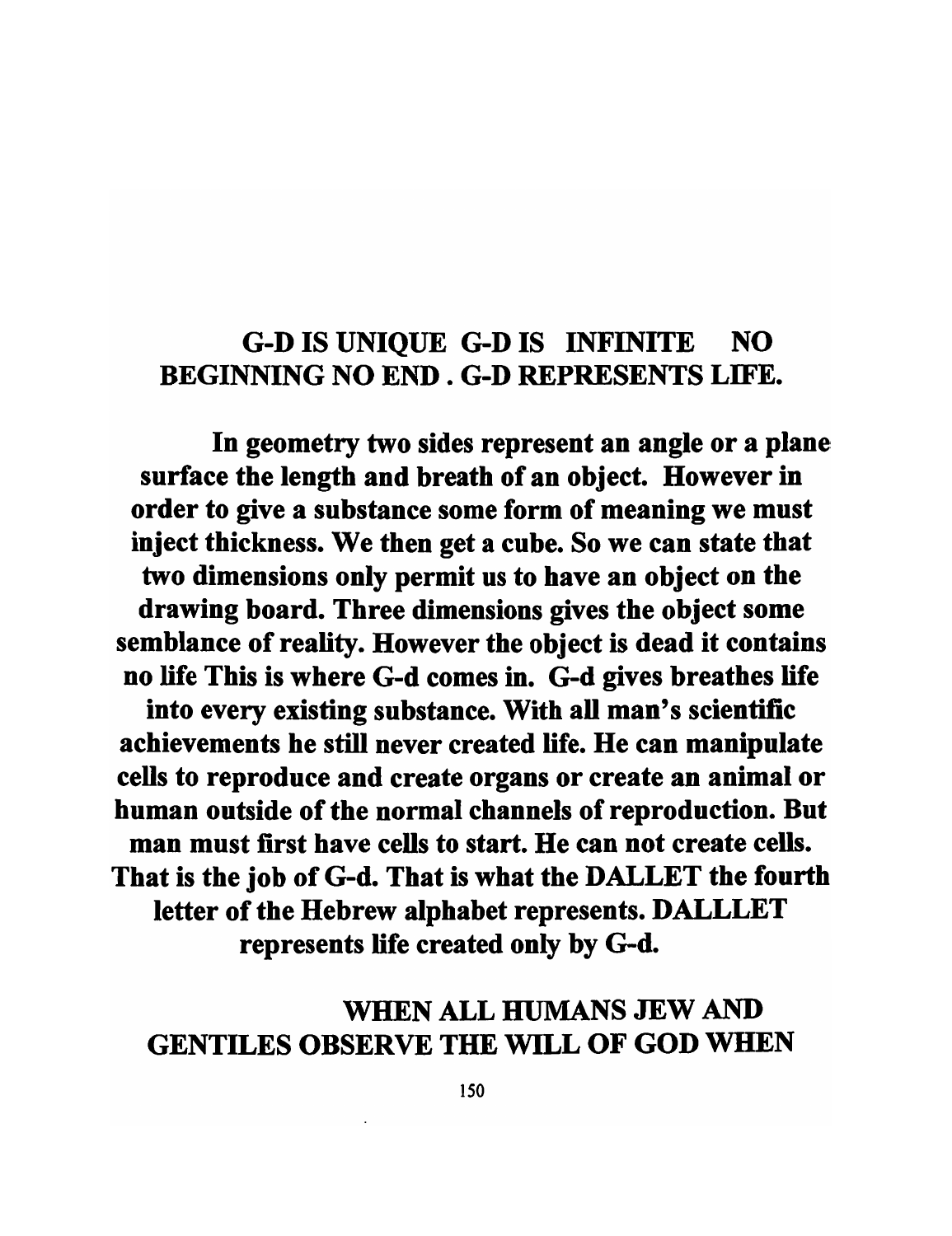**G-D IS UNIQUE G-D IS INFINITE NO BEGINNING NO END . G-D REPRESENTS LIFE.**

**In geometry two sides represent an angle or a plane surface the length and breath of an object. However in order to give a substance some form of meaning we must inject thickness. We then get a cube. So we can state that two dimensions only permit us to have an object on the drawing board. Three dimensions gives the object some semblance of reality. However the object is dead it contains no life This is where G-d comes in. G-d gives breathes life into every existing substance. With all man's scientific achievements he still never created life. He can manipulate cells to reproduce and create organs or create an animal or human outside of the normal channels of reproduction. But man must first have cells to start. He can not create cells. That is the job of G-d. That is what the DALLET the fourth letter of the Hebrew alphabet represents. DALLLET represents life created only by G-d.**

**WHEN ALL HUMANS JEW AND GENTILES OBSERVE THE WILL OF GOD WHEN**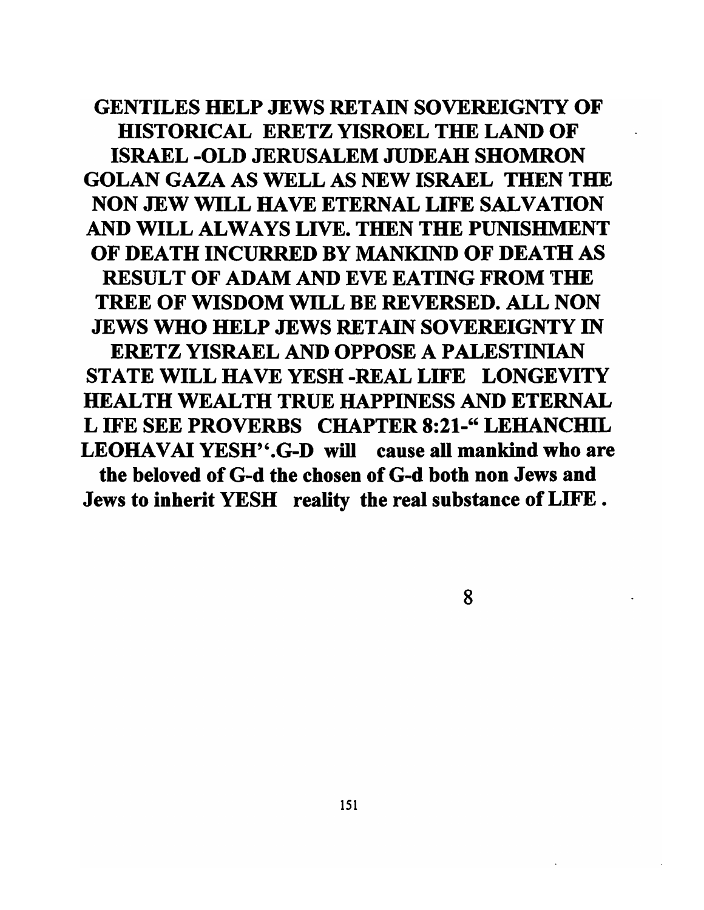**GENTILES HELP JEWS RETAIN SOVEREIGNTY OF HISTORICAL ERETZ YISROEL THE LAND OF ISRAEL -OLD JERUSALEM JUDEAH SHOMRON GOLAN GAZA AS WELL AS NEW ISRAEL THEN THE NON JEW WILL HAVE ETERNAL LIFE SALVATION AND WILL ALWAYS LIVE. THEN THE PUNISHMENT OF DEATH INCURRED BY MANKIND OF DEATH AS RESULT OF ADAM AND EVE EATING FROM THE TREE OF WISDOM WILL BE REVERSED. ALL NON JEWS WHO HELP JEWS RETAIN SOVEREIGNTY IN ERETZ YISRAEL AND OPPOSE A PALESTINIAN STATE WILL HAVE YESH -REAL LIFE LONGEVITY HEALTH WEALTH TRUE HAPPINESS AND ETERNAL L IFE SEE PROVERBS CHAPTER 8:21-" LEHANCHIL LEOHAVAI YESH'".G-D will cause all mankind who are the beloved of G-d the chosen of G-d both non Jews and Jews to inherit YESH reality the real substance of LIFE .**

8